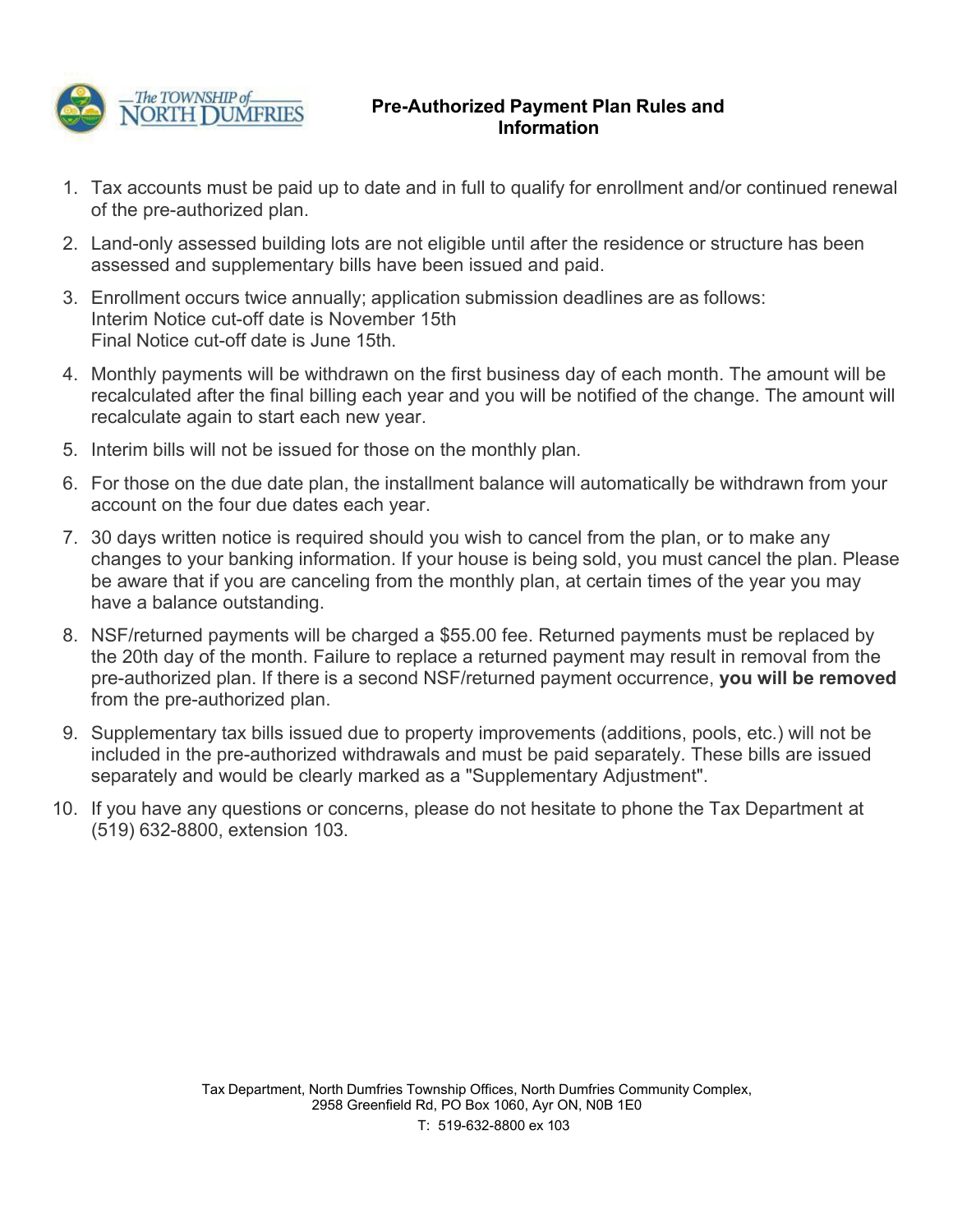The TOWNSHIP of NORTH DUMFRIES

# Pre-Authorized Payment Plan Rules and Information

1. Tax accounts must be paid up to date and in full to qualify for enrollment and/or continued renewal of the pre-authorized plan.
2. Land-only assessed building lots are not eligible until after the residence or structure has been assessed and supplementary bills have been issued and paid.
3. Enrollment occurs twice annually; application submission deadlines are as follows:
   Interim Notice cut-off date is November 15th
   Final Notice cut-off date is June 15th.
4. Monthly payments will be withdrawn on the first business day of each month. The amount will be recalculated after the final billing each year and you will be notified of the change. The amount will recalculate again to start each new year.
5. Interim bills will not be issued for those on the monthly plan.
6. For those on the due date plan, the installment balance will automatically be withdrawn from your account on the four due dates each year.
7. 30 days written notice is required should you wish to cancel from the plan, or to make any changes to your banking information. If your house is being sold, you must cancel the plan. Please be aware that if you are canceling from the monthly plan, at certain times of the year you may have a balance outstanding.
8. NSF/returned payments will be charged a $55.00 fee. Returned payments must be replaced by the 20th day of the month. Failure to replace a returned payment may result in removal from the pre-authorized plan. If there is a second NSF/returned payment occurrence, **you will be removed** from the pre-authorized plan.
9. Supplementary tax bills issued due to property improvements (additions, pools, etc.) will not be included in the pre-authorized withdrawals and must be paid separately. These bills are issued separately and would be clearly marked as a "Supplementary Adjustment".
10. If you have any questions or concerns, please do not hesitate to phone the Tax Department at (519) 632-8800, extension 103.

Tax Department, North Dumfries Township Offices, North Dumfries Community Complex,
2958 Greenfield Rd, PO Box 1060, Ayr ON, N0B 1E0

T: 519-632-8800 ex 103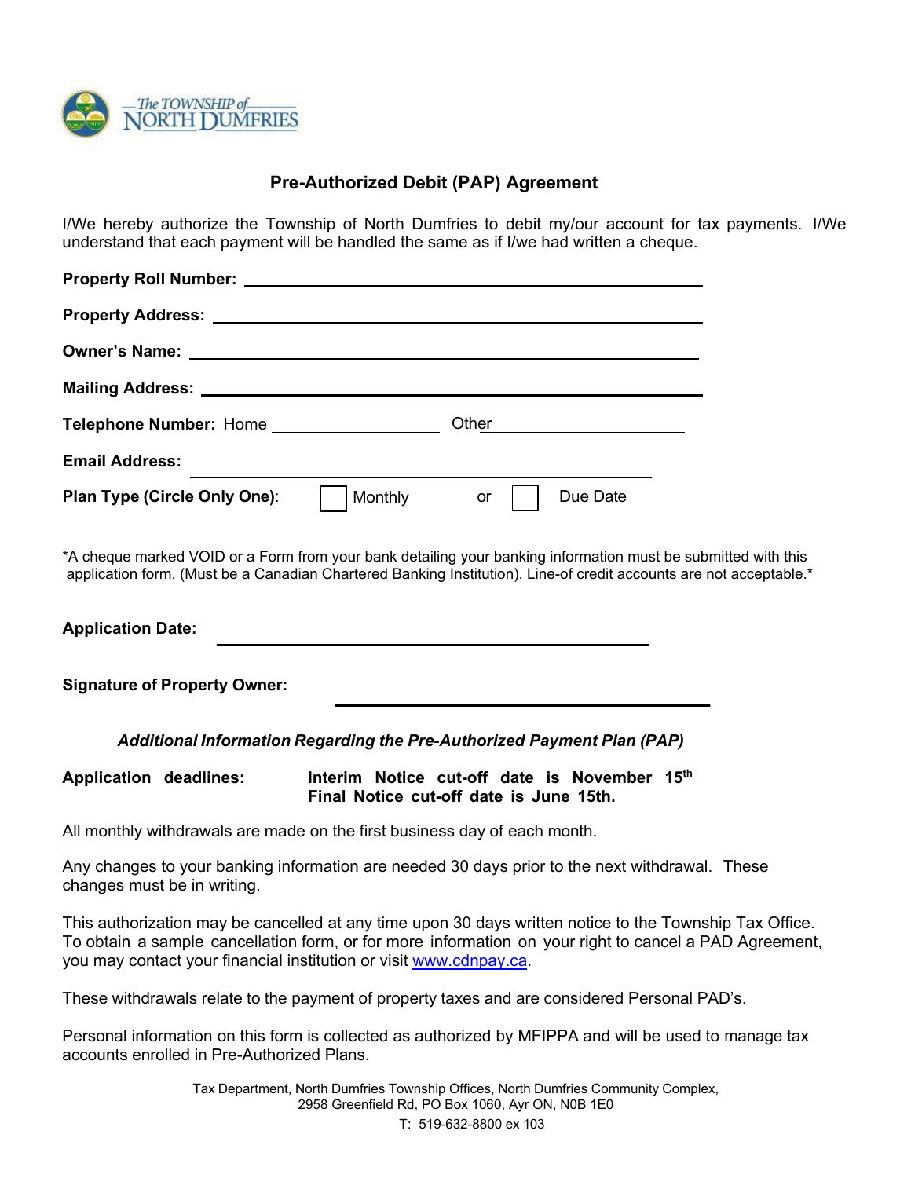The TOWNSHIP of NORTH DUMFRIES

## Pre-Authorized Debit (PAP) Agreement

I/We hereby authorize the Township of North Dumfries to debit my/our account for tax payments. I/We understand that each payment will be handled the same as if I/we had written a cheque.

**Property Roll Number:** ______________________________

**Property Address:** ______________________________

**Owner's Name:** ______________________________

**Mailing Address:** ______________________________

**Telephone Number:** Home ______________ Other ______________

**Email Address:** ______________________________

**Plan Type (Circle Only One):** ☐ Monthly or ☐ Due Date

*A cheque marked VOID or a Form from your bank detailing your banking information must be submitted with this application form. (Must be a Canadian Chartered Banking Institution). Line-of credit accounts are not acceptable.*

**Application Date:** ______________________________

**Signature of Property Owner:** ______________________________

***Additional Information Regarding the Pre-Authorized Payment Plan (PAP)***

**Application deadlines:** **Interim Notice cut-off date is November 15th**
**Final Notice cut-off date is June 15th.**

All monthly withdrawals are made on the first business day of each month.

Any changes to your banking information are needed 30 days prior to the next withdrawal. These changes must be in writing.

This authorization may be cancelled at any time upon 30 days written notice to the Township Tax Office. To obtain a sample cancellation form, or for more information on your right to cancel a PAD Agreement, you may contact your financial institution or visit www.cdnpay.ca.

These withdrawals relate to the payment of property taxes and are considered Personal PAD's.

Personal information on this form is collected as authorized by MFIPPA and will be used to manage tax accounts enrolled in Pre-Authorized Plans.

Tax Department, North Dumfries Township Offices, North Dumfries Community Complex,
2958 Greenfield Rd, PO Box 1060, Ayr ON, N0B 1E0
T: 519-632-8800 ex 103